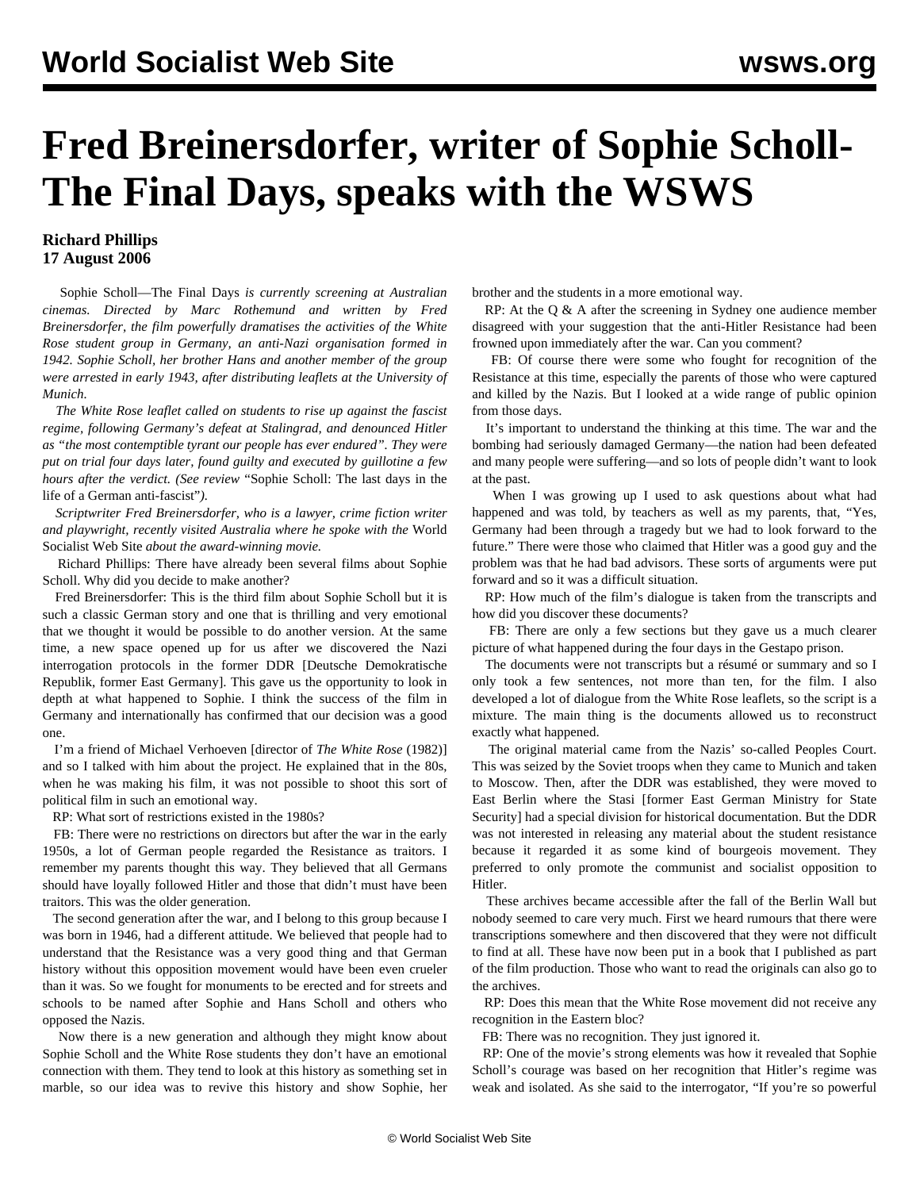# Fred Breinersdorfer, writer of Sophie Scholl-The Final Days, speaks with the WSWS

**Richard Phillips**
**17 August 2006**

*Sophie Scholl—The Final Days* is currently screening at Australian cinemas. Directed by Marc Rothemund and written by Fred Breinersdorfer, the film powerfully dramatises the activities of the White Rose student group in Germany, an anti-Nazi organisation formed in 1942. Sophie Scholl, her brother Hans and another member of the group were arrested in early 1943, after distributing leaflets at the University of Munich.*

*The White Rose leaflet called on students to rise up against the fascist regime, following Germany's defeat at Stalingrad, and denounced Hitler as "the most contemptible tyrant our people has ever endured". They were put on trial four days later, found guilty and executed by guillotine a few hours after the verdict. (See review* "Sophie Scholl: The last days in the life of a German anti-fascist"*).*

*Scriptwriter Fred Breinersdorfer, who is a lawyer, crime fiction writer and playwright, recently visited Australia where he spoke with the* World Socialist Web Site *about the award-winning movie.*

Richard Phillips: There have already been several films about Sophie Scholl. Why did you decide to make another?

Fred Breinersdorfer: This is the third film about Sophie Scholl but it is such a classic German story and one that is thrilling and very emotional that we thought it would be possible to do another version. At the same time, a new space opened up for us after we discovered the Nazi interrogation protocols in the former DDR [Deutsche Demokratische Republik, former East Germany]. This gave us the opportunity to look in depth at what happened to Sophie. I think the success of the film in Germany and internationally has confirmed that our decision was a good one.

I'm a friend of Michael Verhoeven [director of *The White Rose* (1982)] and so I talked with him about the project. He explained that in the 80s, when he was making his film, it was not possible to shoot this sort of political film in such an emotional way.

RP: What sort of restrictions existed in the 1980s?

FB: There were no restrictions on directors but after the war in the early 1950s, a lot of German people regarded the Resistance as traitors. I remember my parents thought this way. They believed that all Germans should have loyally followed Hitler and those that didn't must have been traitors. This was the older generation.

The second generation after the war, and I belong to this group because I was born in 1946, had a different attitude. We believed that people had to understand that the Resistance was a very good thing and that German history without this opposition movement would have been even crueler than it was. So we fought for monuments to be erected and for streets and schools to be named after Sophie and Hans Scholl and others who opposed the Nazis.

Now there is a new generation and although they might know about Sophie Scholl and the White Rose students they don't have an emotional connection with them. They tend to look at this history as something set in marble, so our idea was to revive this history and show Sophie, her brother and the students in a more emotional way.

RP: At the Q & A after the screening in Sydney one audience member disagreed with your suggestion that the anti-Hitler Resistance had been frowned upon immediately after the war. Can you comment?

FB: Of course there were some who fought for recognition of the Resistance at this time, especially the parents of those who were captured and killed by the Nazis. But I looked at a wide range of public opinion from those days.

It's important to understand the thinking at this time. The war and the bombing had seriously damaged Germany—the nation had been defeated and many people were suffering—and so lots of people didn't want to look at the past.

When I was growing up I used to ask questions about what had happened and was told, by teachers as well as my parents, that, "Yes, Germany had been through a tragedy but we had to look forward to the future." There were those who claimed that Hitler was a good guy and the problem was that he had bad advisors. These sorts of arguments were put forward and so it was a difficult situation.

RP: How much of the film's dialogue is taken from the transcripts and how did you discover these documents?

FB: There are only a few sections but they gave us a much clearer picture of what happened during the four days in the Gestapo prison.

The documents were not transcripts but a résumé or summary and so I only took a few sentences, not more than ten, for the film. I also developed a lot of dialogue from the White Rose leaflets, so the script is a mixture. The main thing is the documents allowed us to reconstruct exactly what happened.

The original material came from the Nazis' so-called Peoples Court. This was seized by the Soviet troops when they came to Munich and taken to Moscow. Then, after the DDR was established, they were moved to East Berlin where the Stasi [former East German Ministry for State Security] had a special division for historical documentation. But the DDR was not interested in releasing any material about the student resistance because it regarded it as some kind of bourgeois movement. They preferred to only promote the communist and socialist opposition to Hitler.

These archives became accessible after the fall of the Berlin Wall but nobody seemed to care very much. First we heard rumours that there were transcriptions somewhere and then discovered that they were not difficult to find at all. These have now been put in a book that I published as part of the film production. Those who want to read the originals can also go to the archives.

RP: Does this mean that the White Rose movement did not receive any recognition in the Eastern bloc?

FB: There was no recognition. They just ignored it.

RP: One of the movie's strong elements was how it revealed that Sophie Scholl's courage was based on her recognition that Hitler's regime was weak and isolated. As she said to the interrogator, "If you're so powerful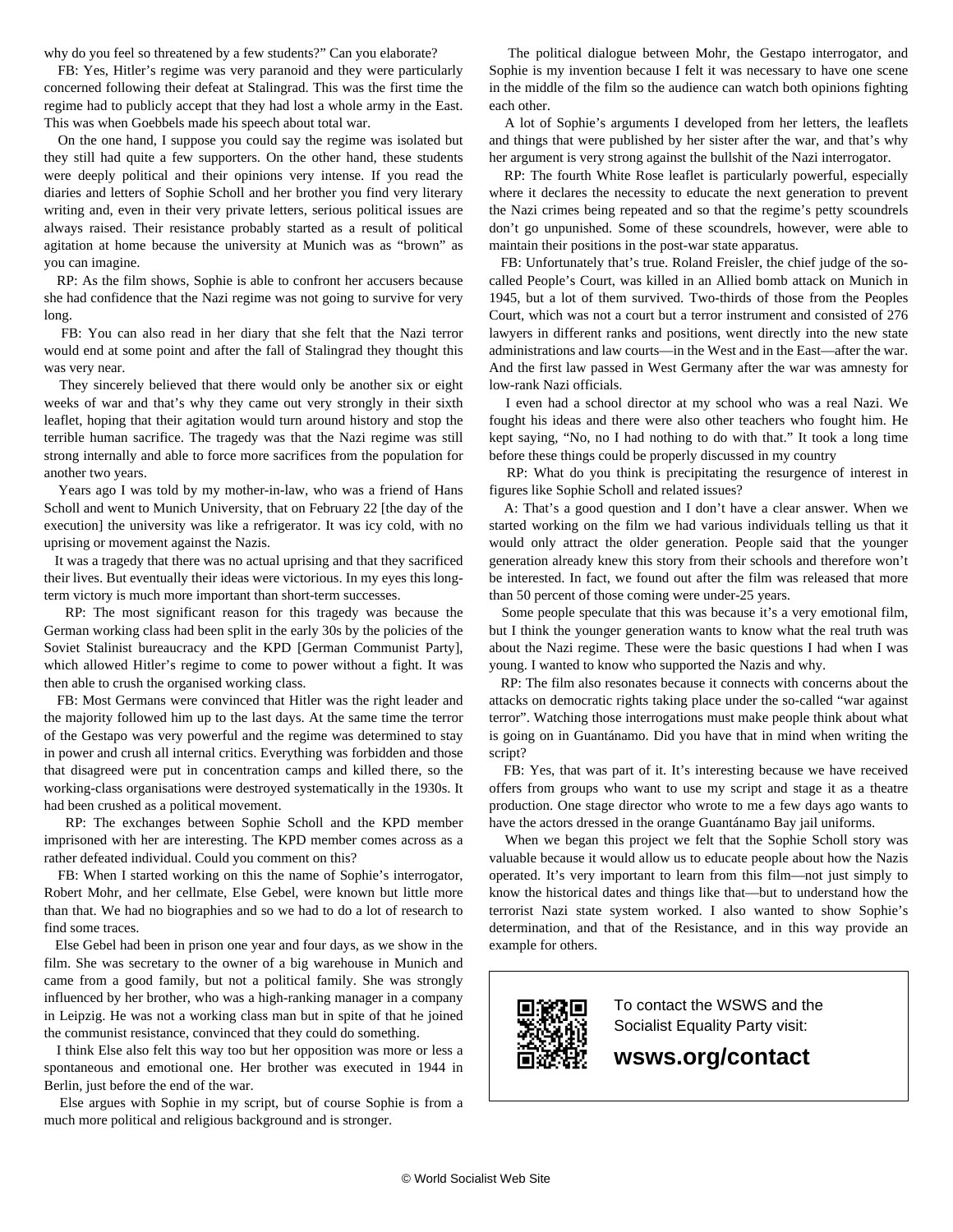why do you feel so threatened by a few students?" Can you elaborate?

FB: Yes, Hitler's regime was very paranoid and they were particularly concerned following their defeat at Stalingrad. This was the first time the regime had to publicly accept that they had lost a whole army in the East. This was when Goebbels made his speech about total war.

On the one hand, I suppose you could say the regime was isolated but they still had quite a few supporters. On the other hand, these students were deeply political and their opinions very intense. If you read the diaries and letters of Sophie Scholl and her brother you find very literary writing and, even in their very private letters, serious political issues are always raised. Their resistance probably started as a result of political agitation at home because the university at Munich was as "brown" as you can imagine.

RP: As the film shows, Sophie is able to confront her accusers because she had confidence that the Nazi regime was not going to survive for very long.

FB: You can also read in her diary that she felt that the Nazi terror would end at some point and after the fall of Stalingrad they thought this was very near.

They sincerely believed that there would only be another six or eight weeks of war and that's why they came out very strongly in their sixth leaflet, hoping that their agitation would turn around history and stop the terrible human sacrifice. The tragedy was that the Nazi regime was still strong internally and able to force more sacrifices from the population for another two years.

Years ago I was told by my mother-in-law, who was a friend of Hans Scholl and went to Munich University, that on February 22 [the day of the execution] the university was like a refrigerator. It was icy cold, with no uprising or movement against the Nazis.

It was a tragedy that there was no actual uprising and that they sacrificed their lives. But eventually their ideas were victorious. In my eyes this long-term victory is much more important than short-term successes.

RP: The most significant reason for this tragedy was because the German working class had been split in the early 30s by the policies of the Soviet Stalinist bureaucracy and the KPD [German Communist Party], which allowed Hitler's regime to come to power without a fight. It was then able to crush the organised working class.

FB: Most Germans were convinced that Hitler was the right leader and the majority followed him up to the last days. At the same time the terror of the Gestapo was very powerful and the regime was determined to stay in power and crush all internal critics. Everything was forbidden and those that disagreed were put in concentration camps and killed there, so the working-class organisations were destroyed systematically in the 1930s. It had been crushed as a political movement.

RP: The exchanges between Sophie Scholl and the KPD member imprisoned with her are interesting. The KPD member comes across as a rather defeated individual. Could you comment on this?

FB: When I started working on this the name of Sophie's interrogator, Robert Mohr, and her cellmate, Else Gebel, were known but little more than that. We had no biographies and so we had to do a lot of research to find some traces.

Else Gebel had been in prison one year and four days, as we show in the film. She was secretary to the owner of a big warehouse in Munich and came from a good family, but not a political family. She was strongly influenced by her brother, who was a high-ranking manager in a company in Leipzig. He was not a working class man but in spite of that he joined the communist resistance, convinced that they could do something.

I think Else also felt this way too but her opposition was more or less a spontaneous and emotional one. Her brother was executed in 1944 in Berlin, just before the end of the war.

Else argues with Sophie in my script, but of course Sophie is from a much more political and religious background and is stronger.

The political dialogue between Mohr, the Gestapo interrogator, and Sophie is my invention because I felt it was necessary to have one scene in the middle of the film so the audience can watch both opinions fighting each other.

A lot of Sophie's arguments I developed from her letters, the leaflets and things that were published by her sister after the war, and that's why her argument is very strong against the bullshit of the Nazi interrogator.

RP: The fourth White Rose leaflet is particularly powerful, especially where it declares the necessity to educate the next generation to prevent the Nazi crimes being repeated and so that the regime's petty scoundrels don't go unpunished. Some of these scoundrels, however, were able to maintain their positions in the post-war state apparatus.

FB: Unfortunately that's true. Roland Freisler, the chief judge of the so-called People's Court, was killed in an Allied bomb attack on Munich in 1945, but a lot of them survived. Two-thirds of those from the Peoples Court, which was not a court but a terror instrument and consisted of 276 lawyers in different ranks and positions, went directly into the new state administrations and law courts—in the West and in the East—after the war. And the first law passed in West Germany after the war was amnesty for low-rank Nazi officials.

I even had a school director at my school who was a real Nazi. We fought his ideas and there were also other teachers who fought him. He kept saying, "No, no I had nothing to do with that." It took a long time before these things could be properly discussed in my country

RP: What do you think is precipitating the resurgence of interest in figures like Sophie Scholl and related issues?

A: That's a good question and I don't have a clear answer. When we started working on the film we had various individuals telling us that it would only attract the older generation. People said that the younger generation already knew this story from their schools and therefore won't be interested. In fact, we found out after the film was released that more than 50 percent of those coming were under-25 years.

Some people speculate that this was because it's a very emotional film, but I think the younger generation wants to know what the real truth was about the Nazi regime. These were the basic questions I had when I was young. I wanted to know who supported the Nazis and why.

RP: The film also resonates because it connects with concerns about the attacks on democratic rights taking place under the so-called "war against terror". Watching those interrogations must make people think about what is going on in Guantánamo. Did you have that in mind when writing the script?

FB: Yes, that was part of it. It's interesting because we have received offers from groups who want to use my script and stage it as a theatre production. One stage director who wrote to me a few days ago wants to have the actors dressed in the orange Guantánamo Bay jail uniforms.

When we began this project we felt that the Sophie Scholl story was valuable because it would allow us to educate people about how the Nazis operated. It's very important to learn from this film—not just simply to know the historical dates and things like that—but to understand how the terrorist Nazi state system worked. I also wanted to show Sophie's determination, and that of the Resistance, and in this way provide an example for others.

To contact the WSWS and the Socialist Equality Party visit:

**wsws.org/contact**